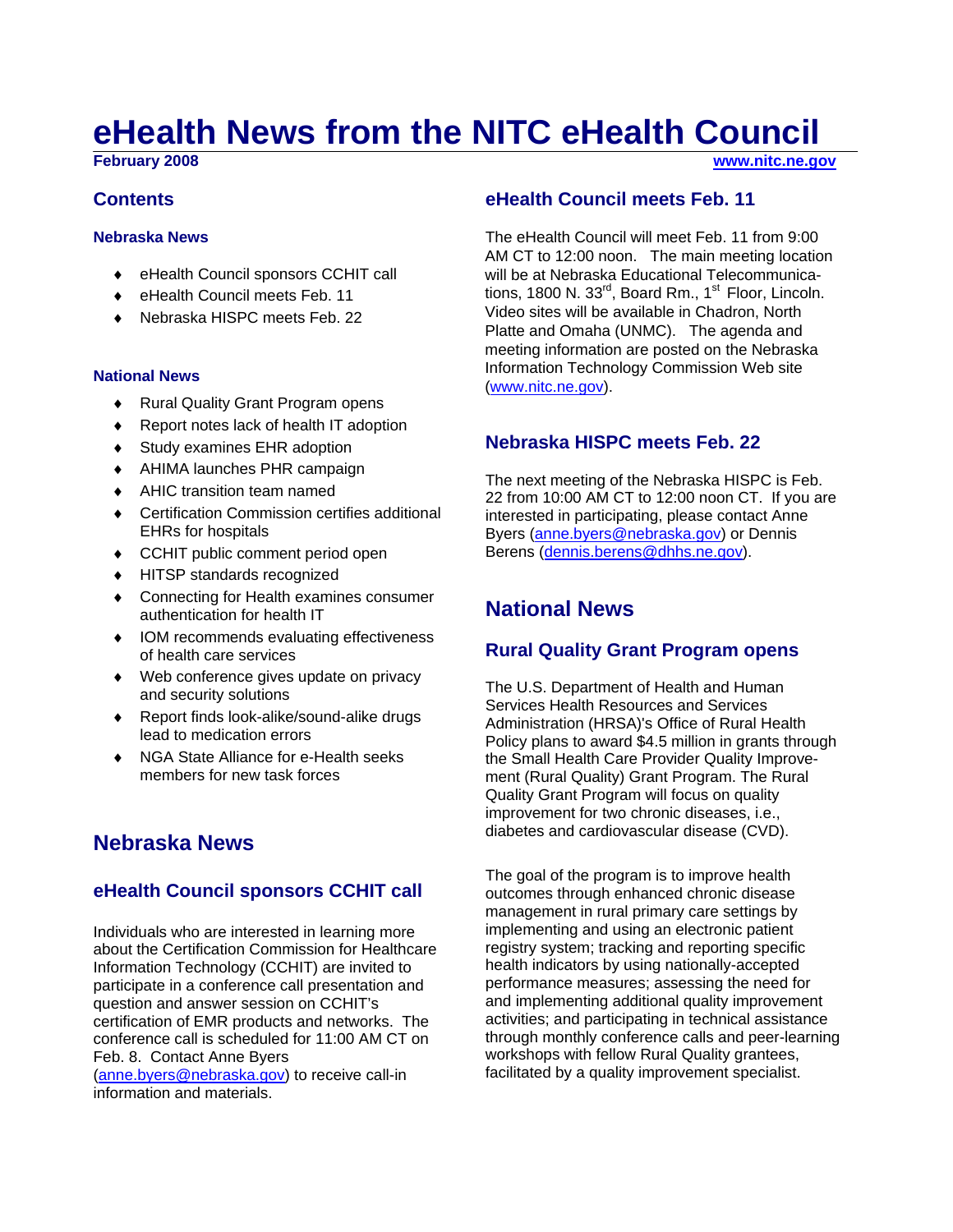# eHealth News from the NITC eHealth Council

**February 2008** **www.nitc.ne.gov**

## Contents

### Nebraska News

- eHealth Council sponsors CCHIT call
- eHealth Council meets Feb. 11
- Nebraska HISPC meets Feb. 22

### National News

- Rural Quality Grant Program opens
- Report notes lack of health IT adoption
- Study examines EHR adoption
- AHIMA launches PHR campaign
- AHIC transition team named
- Certification Commission certifies additional EHRs for hospitals
- CCHIT public comment period open
- HITSP standards recognized
- Connecting for Health examines consumer authentication for health IT
- IOM recommends evaluating effectiveness of health care services
- Web conference gives update on privacy and security solutions
- Report finds look-alike/sound-alike drugs lead to medication errors
- NGA State Alliance for e-Health seeks members for new task forces

## Nebraska News

### eHealth Council sponsors CCHIT call

Individuals who are interested in learning more about the Certification Commission for Healthcare Information Technology (CCHIT) are invited to participate in a conference call presentation and question and answer session on CCHIT's certification of EMR products and networks. The conference call is scheduled for 11:00 AM CT on Feb. 8. Contact Anne Byers (anne.byers@nebraska.gov) to receive call-in information and materials.

### eHealth Council meets Feb. 11

The eHealth Council will meet Feb. 11 from 9:00 AM CT to 12:00 noon. The main meeting location will be at Nebraska Educational Telecommunications, 1800 N. 33rd, Board Rm., 1st Floor, Lincoln. Video sites will be available in Chadron, North Platte and Omaha (UNMC). The agenda and meeting information are posted on the Nebraska Information Technology Commission Web site (www.nitc.ne.gov).

### Nebraska HISPC meets Feb. 22

The next meeting of the Nebraska HISPC is Feb. 22 from 10:00 AM CT to 12:00 noon CT. If you are interested in participating, please contact Anne Byers (anne.byers@nebraska.gov) or Dennis Berens (dennis.berens@dhhs.ne.gov).

## National News

### Rural Quality Grant Program opens

The U.S. Department of Health and Human Services Health Resources and Services Administration (HRSA)'s Office of Rural Health Policy plans to award $4.5 million in grants through the Small Health Care Provider Quality Improvement (Rural Quality) Grant Program. The Rural Quality Grant Program will focus on quality improvement for two chronic diseases, i.e., diabetes and cardiovascular disease (CVD).

The goal of the program is to improve health outcomes through enhanced chronic disease management in rural primary care settings by implementing and using an electronic patient registry system; tracking and reporting specific health indicators by using nationally-accepted performance measures; assessing the need for and implementing additional quality improvement activities; and participating in technical assistance through monthly conference calls and peer-learning workshops with fellow Rural Quality grantees, facilitated by a quality improvement specialist.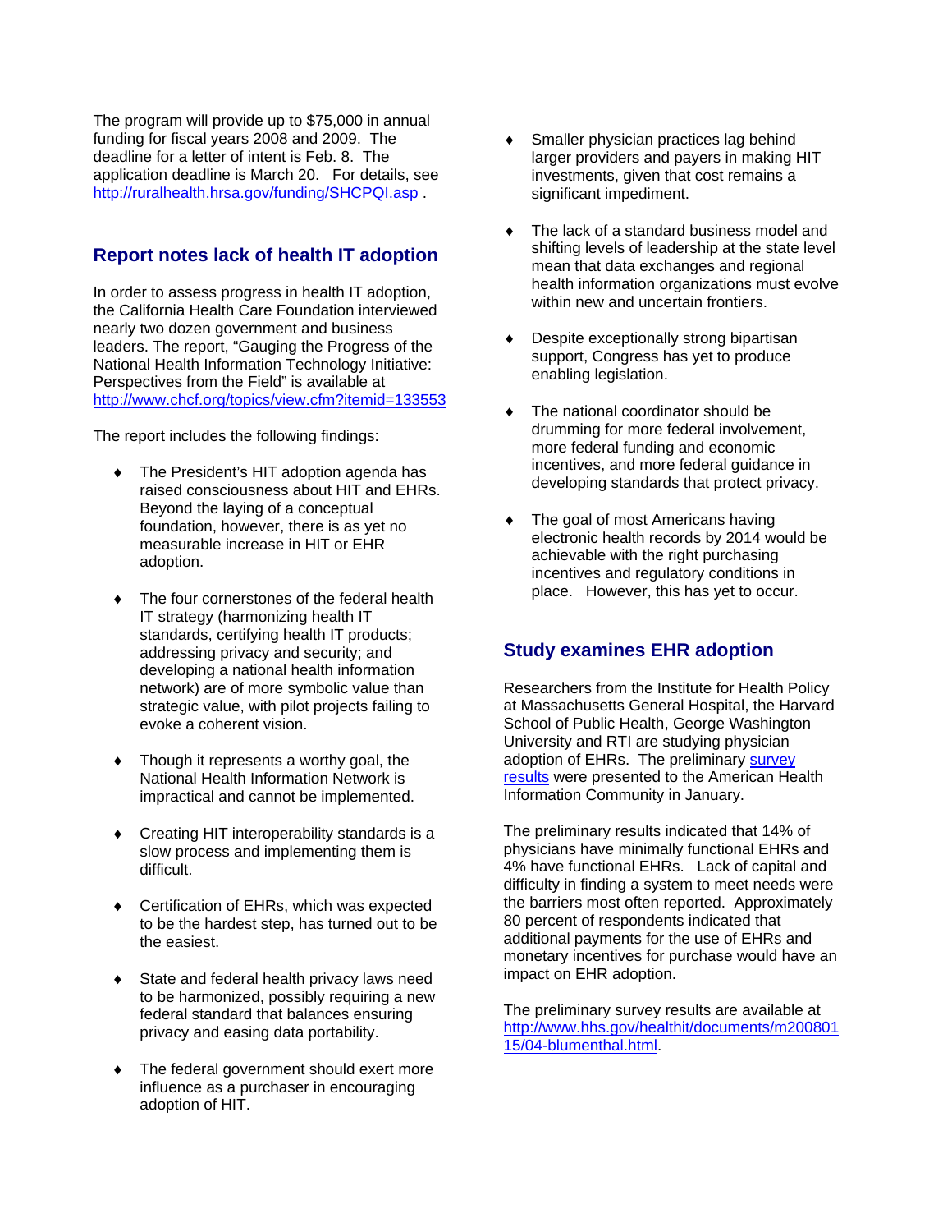The program will provide up to $75,000 in annual funding for fiscal years 2008 and 2009. The deadline for a letter of intent is Feb. 8. The application deadline is March 20. For details, see [http://ruralhealth.hrsa.gov/funding/SHCPQI.asp](http://ruralhealth.hrsa.gov/funding/SHCPQI.asp) .

## Report notes lack of health IT adoption

In order to assess progress in health IT adoption, the California Health Care Foundation interviewed nearly two dozen government and business leaders. The report, "Gauging the Progress of the National Health Information Technology Initiative: Perspectives from the Field" is available at [http://www.chcf.org/topics/view.cfm?itemid=133553](http://www.chcf.org/topics/view.cfm?itemid=133553)

The report includes the following findings:

- The President's HIT adoption agenda has raised consciousness about HIT and EHRs. Beyond the laying of a conceptual foundation, however, there is as yet no measurable increase in HIT or EHR adoption.
- The four cornerstones of the federal health IT strategy (harmonizing health IT standards, certifying health IT products; addressing privacy and security; and developing a national health information network) are of more symbolic value than strategic value, with pilot projects failing to evoke a coherent vision.
- Though it represents a worthy goal, the National Health Information Network is impractical and cannot be implemented.
- Creating HIT interoperability standards is a slow process and implementing them is difficult.
- Certification of EHRs, which was expected to be the hardest step, has turned out to be the easiest.
- State and federal health privacy laws need to be harmonized, possibly requiring a new federal standard that balances ensuring privacy and easing data portability.
- The federal government should exert more influence as a purchaser in encouraging adoption of HIT.
- Smaller physician practices lag behind larger providers and payers in making HIT investments, given that cost remains a significant impediment.
- The lack of a standard business model and shifting levels of leadership at the state level mean that data exchanges and regional health information organizations must evolve within new and uncertain frontiers.
- Despite exceptionally strong bipartisan support, Congress has yet to produce enabling legislation.
- The national coordinator should be drumming for more federal involvement, more federal funding and economic incentives, and more federal guidance in developing standards that protect privacy.
- The goal of most Americans having electronic health records by 2014 would be achievable with the right purchasing incentives and regulatory conditions in place. However, this has yet to occur.

## Study examines EHR adoption

Researchers from the Institute for Health Policy at Massachusetts General Hospital, the Harvard School of Public Health, George Washington University and RTI are studying physician adoption of EHRs. The preliminary survey results were presented to the American Health Information Community in January.

The preliminary results indicated that 14% of physicians have minimally functional EHRs and 4% have functional EHRs. Lack of capital and difficulty in finding a system to meet needs were the barriers most often reported. Approximately 80 percent of respondents indicated that additional payments for the use of EHRs and monetary incentives for purchase would have an impact on EHR adoption.

The preliminary survey results are available at [http://www.hhs.gov/healthit/documents/m20080115/04-blumenthal.html](http://www.hhs.gov/healthit/documents/m20080115/04-blumenthal.html).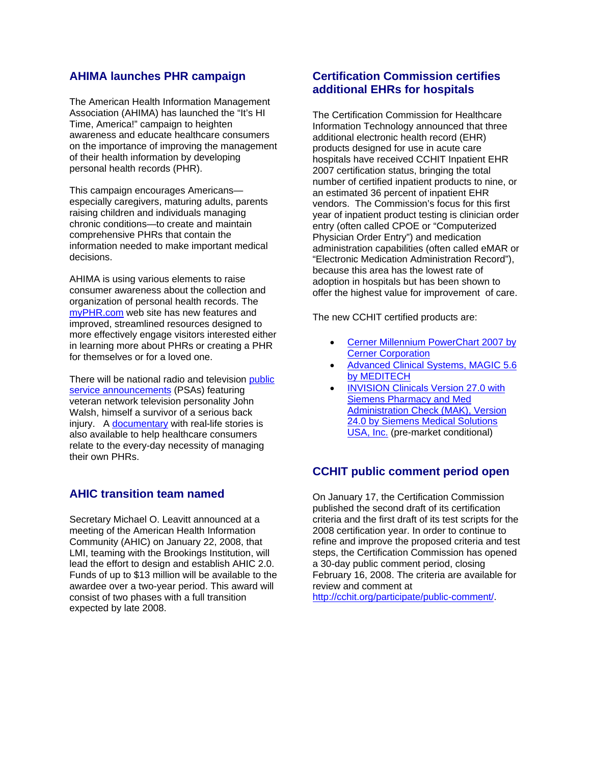## AHIMA launches PHR campaign

The American Health Information Management Association (AHIMA) has launched the "It's HI Time, America!" campaign to heighten awareness and educate healthcare consumers on the importance of improving the management of their health information by developing personal health records (PHR).

This campaign encourages Americans—especially caregivers, maturing adults, parents raising children and individuals managing chronic conditions—to create and maintain comprehensive PHRs that contain the information needed to make important medical decisions.

AHIMA is using various elements to raise consumer awareness about the collection and organization of personal health records. The myPHR.com web site has new features and improved, streamlined resources designed to more effectively engage visitors interested either in learning more about PHRs or creating a PHR for themselves or for a loved one.

There will be national radio and television public service announcements (PSAs) featuring veteran network television personality John Walsh, himself a survivor of a serious back injury. A documentary with real-life stories is also available to help healthcare consumers relate to the every-day necessity of managing their own PHRs.

## AHIC transition team named

Secretary Michael O. Leavitt announced at a meeting of the American Health Information Community (AHIC) on January 22, 2008, that LMI, teaming with the Brookings Institution, will lead the effort to design and establish AHIC 2.0. Funds of up to $13 million will be available to the awardee over a two-year period. This award will consist of two phases with a full transition expected by late 2008.

## Certification Commission certifies additional EHRs for hospitals

The Certification Commission for Healthcare Information Technology announced that three additional electronic health record (EHR) products designed for use in acute care hospitals have received CCHIT Inpatient EHR 2007 certification status, bringing the total number of certified inpatient products to nine, or an estimated 36 percent of inpatient EHR vendors. The Commission's focus for this first year of inpatient product testing is clinician order entry (often called CPOE or "Computerized Physician Order Entry") and medication administration capabilities (often called eMAR or "Electronic Medication Administration Record"), because this area has the lowest rate of adoption in hospitals but has been shown to offer the highest value for improvement of care.

The new CCHIT certified products are:

- Cerner Millennium PowerChart 2007 by Cerner Corporation
- Advanced Clinical Systems, MAGIC 5.6 by MEDITECH
- INVISION Clinicals Version 27.0 with Siemens Pharmacy and Med Administration Check (MAK), Version 24.0 by Siemens Medical Solutions USA, Inc. (pre-market conditional)

## CCHIT public comment period open

On January 17, the Certification Commission published the second draft of its certification criteria and the first draft of its test scripts for the 2008 certification year. In order to continue to refine and improve the proposed criteria and test steps, the Certification Commission has opened a 30-day public comment period, closing February 16, 2008. The criteria are available for review and comment at http://cchit.org/participate/public-comment/.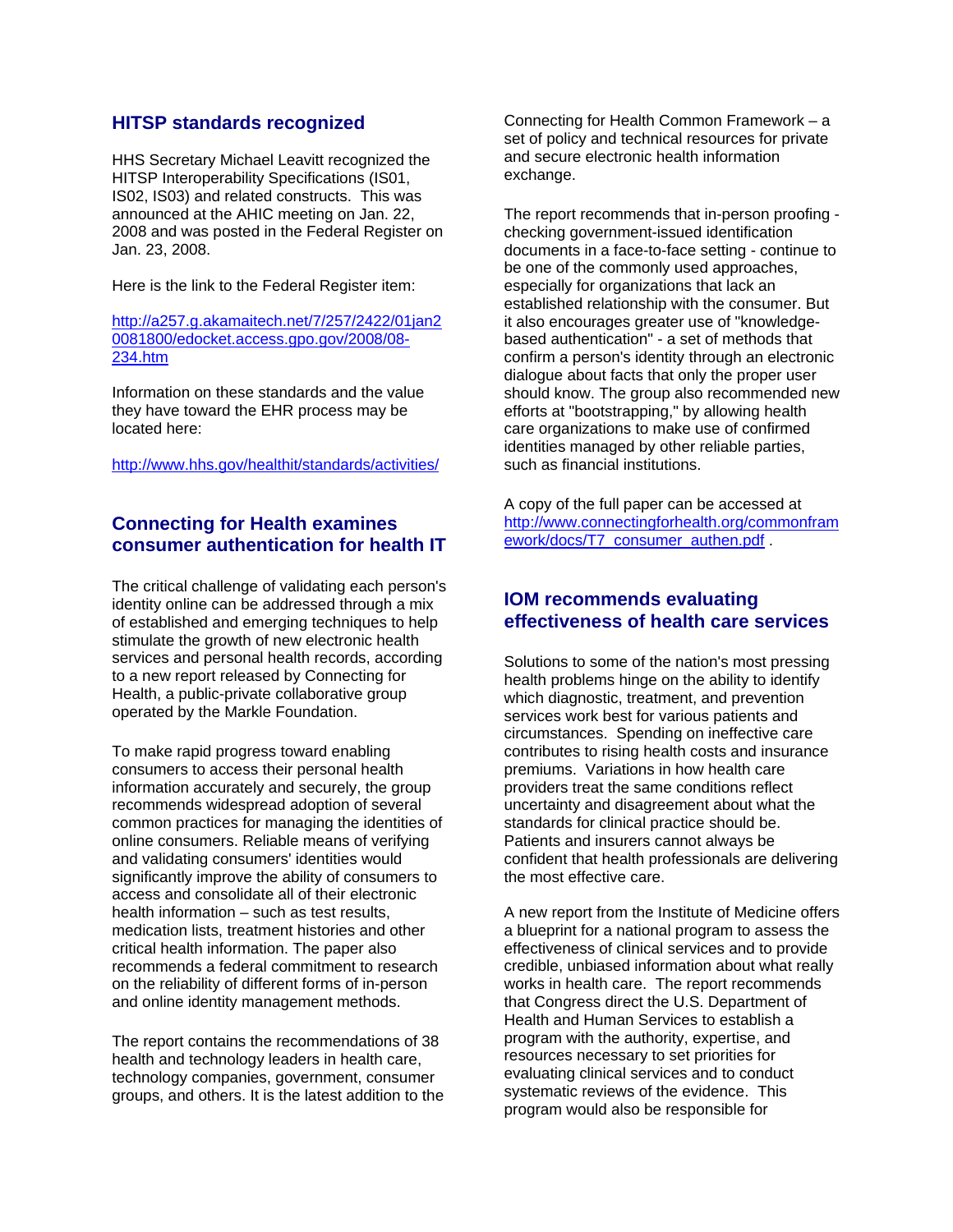## HITSP standards recognized

HHS Secretary Michael Leavitt recognized the HITSP Interoperability Specifications (IS01, IS02, IS03) and related constructs. This was announced at the AHIC meeting on Jan. 22, 2008 and was posted in the Federal Register on Jan. 23, 2008.

Here is the link to the Federal Register item:

http://a257.g.akamaitech.net/7/257/2422/01jan20081800/edocket.access.gpo.gov/2008/08-234.htm

Information on these standards and the value they have toward the EHR process may be located here:

http://www.hhs.gov/healthit/standards/activities/

## Connecting for Health examines consumer authentication for health IT

The critical challenge of validating each person's identity online can be addressed through a mix of established and emerging techniques to help stimulate the growth of new electronic health services and personal health records, according to a new report released by Connecting for Health, a public-private collaborative group operated by the Markle Foundation.

To make rapid progress toward enabling consumers to access their personal health information accurately and securely, the group recommends widespread adoption of several common practices for managing the identities of online consumers. Reliable means of verifying and validating consumers' identities would significantly improve the ability of consumers to access and consolidate all of their electronic health information – such as test results, medication lists, treatment histories and other critical health information. The paper also recommends a federal commitment to research on the reliability of different forms of in-person and online identity management methods.

The report contains the recommendations of 38 health and technology leaders in health care, technology companies, government, consumer groups, and others. It is the latest addition to the Connecting for Health Common Framework – a set of policy and technical resources for private and secure electronic health information exchange.

The report recommends that in-person proofing - checking government-issued identification documents in a face-to-face setting - continue to be one of the commonly used approaches, especially for organizations that lack an established relationship with the consumer. But it also encourages greater use of "knowledge-based authentication" - a set of methods that confirm a person's identity through an electronic dialogue about facts that only the proper user should know. The group also recommended new efforts at "bootstrapping," by allowing health care organizations to make use of confirmed identities managed by other reliable parties, such as financial institutions.

A copy of the full paper can be accessed at http://www.connectingforhealth.org/commonframework/docs/T7_consumer_authen.pdf .

## IOM recommends evaluating effectiveness of health care services

Solutions to some of the nation's most pressing health problems hinge on the ability to identify which diagnostic, treatment, and prevention services work best for various patients and circumstances. Spending on ineffective care contributes to rising health costs and insurance premiums. Variations in how health care providers treat the same conditions reflect uncertainty and disagreement about what the standards for clinical practice should be. Patients and insurers cannot always be confident that health professionals are delivering the most effective care.

A new report from the Institute of Medicine offers a blueprint for a national program to assess the effectiveness of clinical services and to provide credible, unbiased information about what really works in health care. The report recommends that Congress direct the U.S. Department of Health and Human Services to establish a program with the authority, expertise, and resources necessary to set priorities for evaluating clinical services and to conduct systematic reviews of the evidence. This program would also be responsible for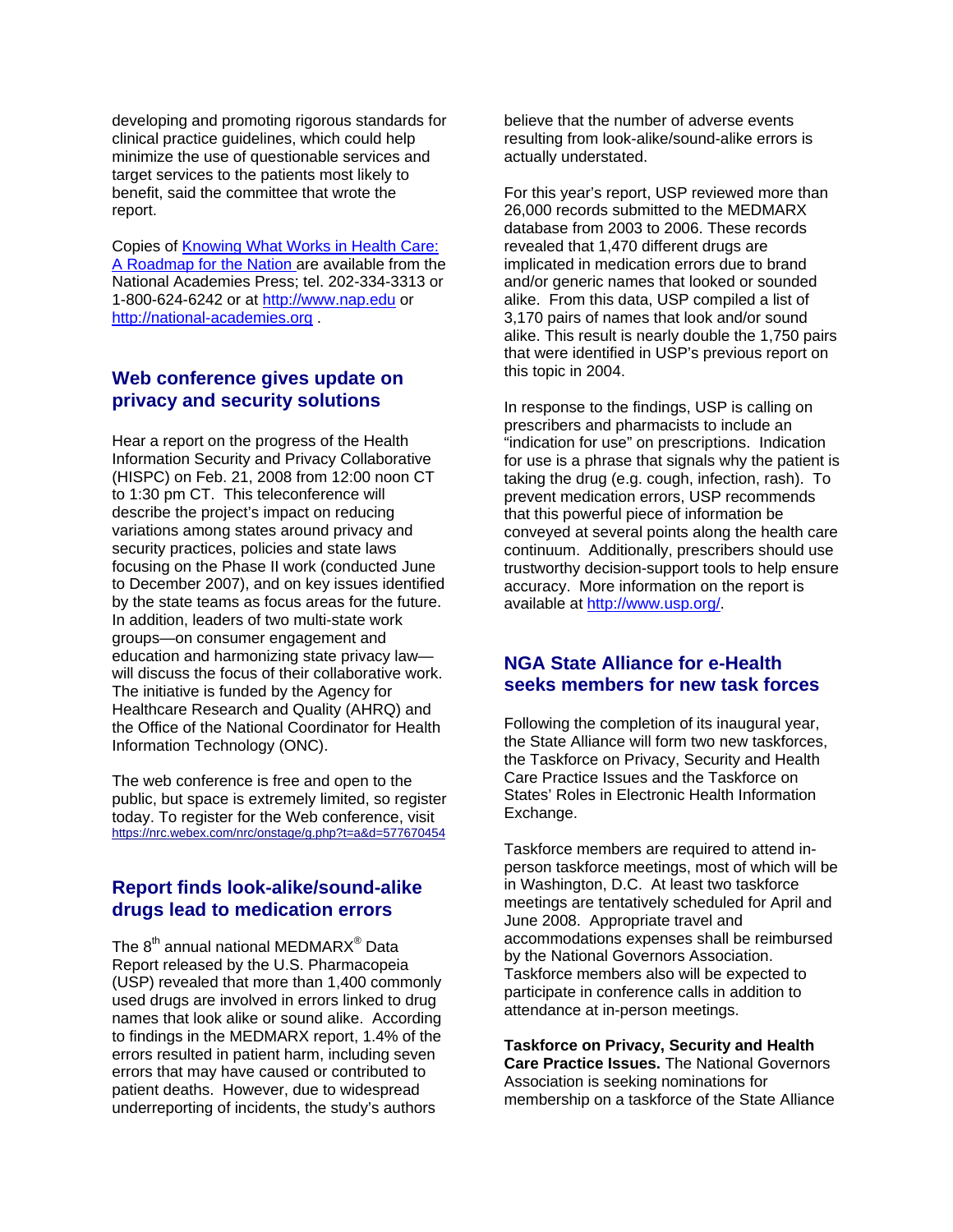developing and promoting rigorous standards for clinical practice guidelines, which could help minimize the use of questionable services and target services to the patients most likely to benefit, said the committee that wrote the report.

Copies of Knowing What Works in Health Care: A Roadmap for the Nation are available from the National Academies Press; tel. 202-334-3313 or 1-800-624-6242 or at http://www.nap.edu or http://national-academies.org .

## Web conference gives update on privacy and security solutions

Hear a report on the progress of the Health Information Security and Privacy Collaborative (HISPC) on Feb. 21, 2008 from 12:00 noon CT to 1:30 pm CT. This teleconference will describe the project's impact on reducing variations among states around privacy and security practices, policies and state laws focusing on the Phase II work (conducted June to December 2007), and on key issues identified by the state teams as focus areas for the future. In addition, leaders of two multi-state work groups—on consumer engagement and education and harmonizing state privacy law—will discuss the focus of their collaborative work. The initiative is funded by the Agency for Healthcare Research and Quality (AHRQ) and the Office of the National Coordinator for Health Information Technology (ONC).

The web conference is free and open to the public, but space is extremely limited, so register today. To register for the Web conference, visit https://nrc.webex.com/nrc/onstage/g.php?t=a&d=577670454

## Report finds look-alike/sound-alike drugs lead to medication errors

The 8th annual national MEDMARX® Data Report released by the U.S. Pharmacopeia (USP) revealed that more than 1,400 commonly used drugs are involved in errors linked to drug names that look alike or sound alike. According to findings in the MEDMARX report, 1.4% of the errors resulted in patient harm, including seven errors that may have caused or contributed to patient deaths. However, due to widespread underreporting of incidents, the study's authors believe that the number of adverse events resulting from look-alike/sound-alike errors is actually understated.

For this year's report, USP reviewed more than 26,000 records submitted to the MEDMARX database from 2003 to 2006. These records revealed that 1,470 different drugs are implicated in medication errors due to brand and/or generic names that looked or sounded alike. From this data, USP compiled a list of 3,170 pairs of names that look and/or sound alike. This result is nearly double the 1,750 pairs that were identified in USP's previous report on this topic in 2004.

In response to the findings, USP is calling on prescribers and pharmacists to include an "indication for use" on prescriptions. Indication for use is a phrase that signals why the patient is taking the drug (e.g. cough, infection, rash). To prevent medication errors, USP recommends that this powerful piece of information be conveyed at several points along the health care continuum. Additionally, prescribers should use trustworthy decision-support tools to help ensure accuracy. More information on the report is available at http://www.usp.org/.

## NGA State Alliance for e-Health seeks members for new task forces

Following the completion of its inaugural year, the State Alliance will form two new taskforces, the Taskforce on Privacy, Security and Health Care Practice Issues and the Taskforce on States' Roles in Electronic Health Information Exchange.

Taskforce members are required to attend in-person taskforce meetings, most of which will be in Washington, D.C. At least two taskforce meetings are tentatively scheduled for April and June 2008. Appropriate travel and accommodations expenses shall be reimbursed by the National Governors Association. Taskforce members also will be expected to participate in conference calls in addition to attendance at in-person meetings.

**Taskforce on Privacy, Security and Health Care Practice Issues.** The National Governors Association is seeking nominations for membership on a taskforce of the State Alliance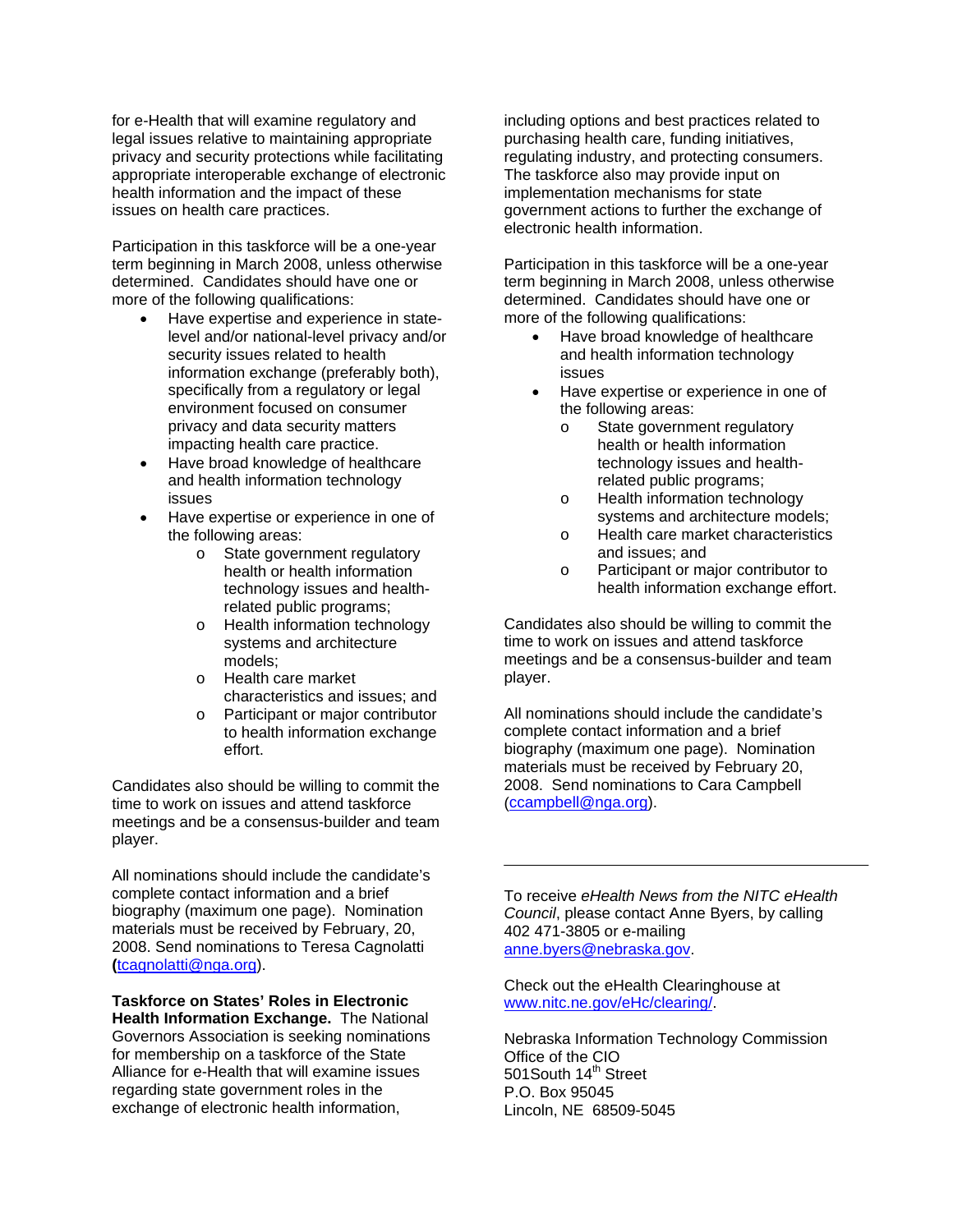for e-Health that will examine regulatory and legal issues relative to maintaining appropriate privacy and security protections while facilitating appropriate interoperable exchange of electronic health information and the impact of these issues on health care practices.

Participation in this taskforce will be a one-year term beginning in March 2008, unless otherwise determined. Candidates should have one or more of the following qualifications:

- Have expertise and experience in state-level and/or national-level privacy and/or security issues related to health information exchange (preferably both), specifically from a regulatory or legal environment focused on consumer privacy and data security matters impacting health care practice.
- Have broad knowledge of healthcare and health information technology issues
- Have expertise or experience in one of the following areas:
  - State government regulatory health or health information technology issues and health-related public programs;
  - Health information technology systems and architecture models;
  - Health care market characteristics and issues; and
  - Participant or major contributor to health information exchange effort.

Candidates also should be willing to commit the time to work on issues and attend taskforce meetings and be a consensus-builder and team player.

All nominations should include the candidate's complete contact information and a brief biography (maximum one page). Nomination materials must be received by February, 20, 2008. Send nominations to Teresa Cagnolatti (tcagnolatti@nga.org).

**Taskforce on States' Roles in Electronic Health Information Exchange.** The National Governors Association is seeking nominations for membership on a taskforce of the State Alliance for e-Health that will examine issues regarding state government roles in the exchange of electronic health information, including options and best practices related to purchasing health care, funding initiatives, regulating industry, and protecting consumers. The taskforce also may provide input on implementation mechanisms for state government actions to further the exchange of electronic health information.

Participation in this taskforce will be a one-year term beginning in March 2008, unless otherwise determined. Candidates should have one or more of the following qualifications:

- Have broad knowledge of healthcare and health information technology issues
- Have expertise or experience in one of the following areas:
  - State government regulatory health or health information technology issues and health-related public programs;
  - Health information technology systems and architecture models;
  - Health care market characteristics and issues; and
  - Participant or major contributor to health information exchange effort.

Candidates also should be willing to commit the time to work on issues and attend taskforce meetings and be a consensus-builder and team player.

All nominations should include the candidate's complete contact information and a brief biography (maximum one page). Nomination materials must be received by February 20, 2008. Send nominations to Cara Campbell (ccampbell@nga.org).

---

To receive *eHealth News from the NITC eHealth Council*, please contact Anne Byers, by calling 402 471-3805 or e-mailing anne.byers@nebraska.gov.

Check out the eHealth Clearinghouse at www.nitc.ne.gov/eHc/clearing/.

Nebraska Information Technology Commission
Office of the CIO
501South 14th Street
P.O. Box 95045
Lincoln, NE 68509-5045